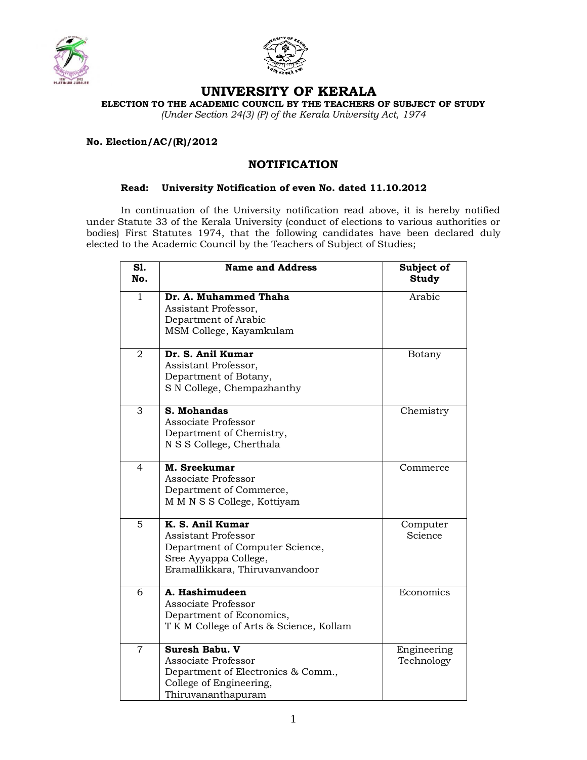# UNIVERSITY OF KERALA

**ELECTION TO THE ACADEMIC COUNCIL BY THE TEACHERS OF SUBJECT OF STUDY**

*(Under Section 24(3) (P) of the Kerala University Act, 1974*

**No. Election/AC/(R)/2012**

## NOTIFICATION

**Read: University Notification of even No. dated 11.10.2012**

In continuation of the University notification read above, it is hereby notified under Statute 33 of the Kerala University (conduct of elections to various authorities or bodies) First Statutes 1974, that the following candidates have been declared duly elected to the Academic Council by the Teachers of Subject of Studies;

| Sl. No. | Name and Address | Subject of Study |
|---|---|---|
| 1 | **Dr. A. Muhammed Thaha**<br>Assistant Professor,<br>Department of Arabic<br>MSM College, Kayamkulam | Arabic |
| 2 | **Dr. S. Anil Kumar**<br>Assistant Professor,<br>Department of Botany,<br>S N College, Chempazhanthy | Botany |
| 3 | **S. Mohandas**<br>Associate Professor<br>Department of Chemistry,<br>N S S College, Cherthala | Chemistry |
| 4 | **M. Sreekumar**<br>Associate Professor<br>Department of Commerce,<br>M M N S S College, Kottiyam | Commerce |
| 5 | **K. S. Anil Kumar**<br>Assistant Professor<br>Department of Computer Science,<br>Sree Ayyappa College,<br>Eramallikkara, Thiruvanvandoor | Computer Science |
| 6 | **A. Hashimudeen**<br>Associate Professor<br>Department of Economics,<br>T K M College of Arts & Science, Kollam | Economics |
| 7 | **Suresh Babu. V**<br>Associate Professor<br>Department of Electronics & Comm.,<br>College of Engineering,<br>Thiruvananthapuram | Engineering Technology |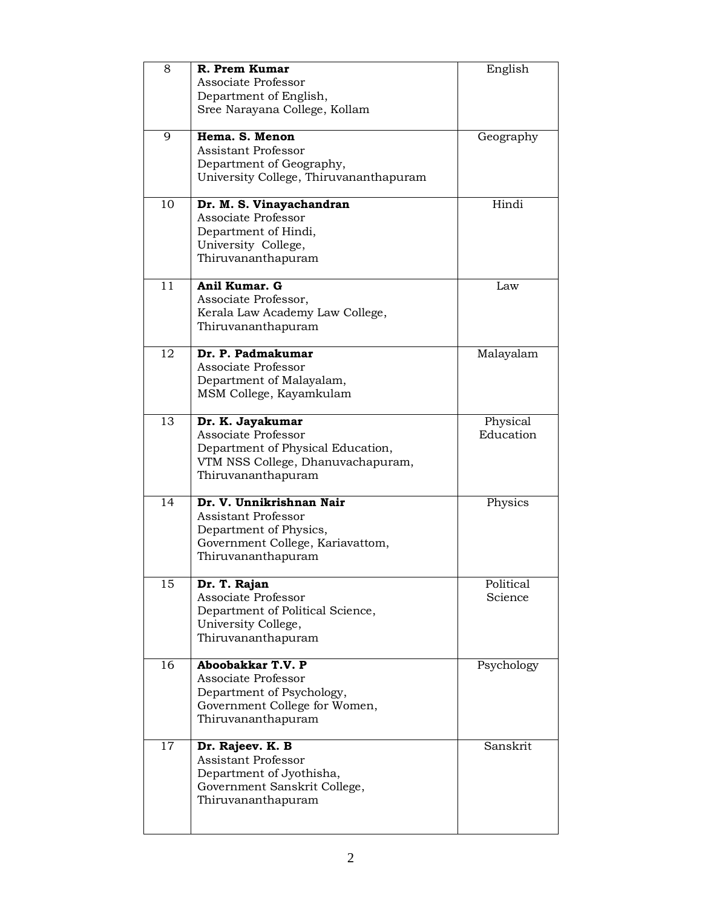| 8 | **R. Prem Kumar**<br>Associate Professor<br>Department of English,<br>Sree Narayana College, Kollam | English |
|---|---|---|
| 9 | **Hema. S. Menon**<br>Assistant Professor<br>Department of Geography,<br>University College, Thiruvananthapuram | Geography |
| 10 | **Dr. M. S. Vinayachandran**<br>Associate Professor<br>Department of Hindi,<br>University College,<br>Thiruvananthapuram | Hindi |
| 11 | **Anil Kumar. G**<br>Associate Professor,<br>Kerala Law Academy Law College,<br>Thiruvananthapuram | Law |
| 12 | **Dr. P. Padmakumar**<br>Associate Professor<br>Department of Malayalam,<br>MSM College, Kayamkulam | Malayalam |
| 13 | **Dr. K. Jayakumar**<br>Associate Professor<br>Department of Physical Education,<br>VTM NSS College, Dhanuvachapuram,<br>Thiruvananthapuram | Physical Education |
| 14 | **Dr. V. Unnikrishnan Nair**<br>Assistant Professor<br>Department of Physics,<br>Government College, Kariavattom,<br>Thiruvananthapuram | Physics |
| 15 | **Dr. T. Rajan**<br>Associate Professor<br>Department of Political Science,<br>University College,<br>Thiruvananthapuram | Political Science |
| 16 | **Aboobakkar T.V. P**<br>Associate Professor<br>Department of Psychology,<br>Government College for Women,<br>Thiruvananthapuram | Psychology |
| 17 | **Dr. Rajeev. K. B**<br>Assistant Professor<br>Department of Jyothisha,<br>Government Sanskrit College,<br>Thiruvananthapuram | Sanskrit |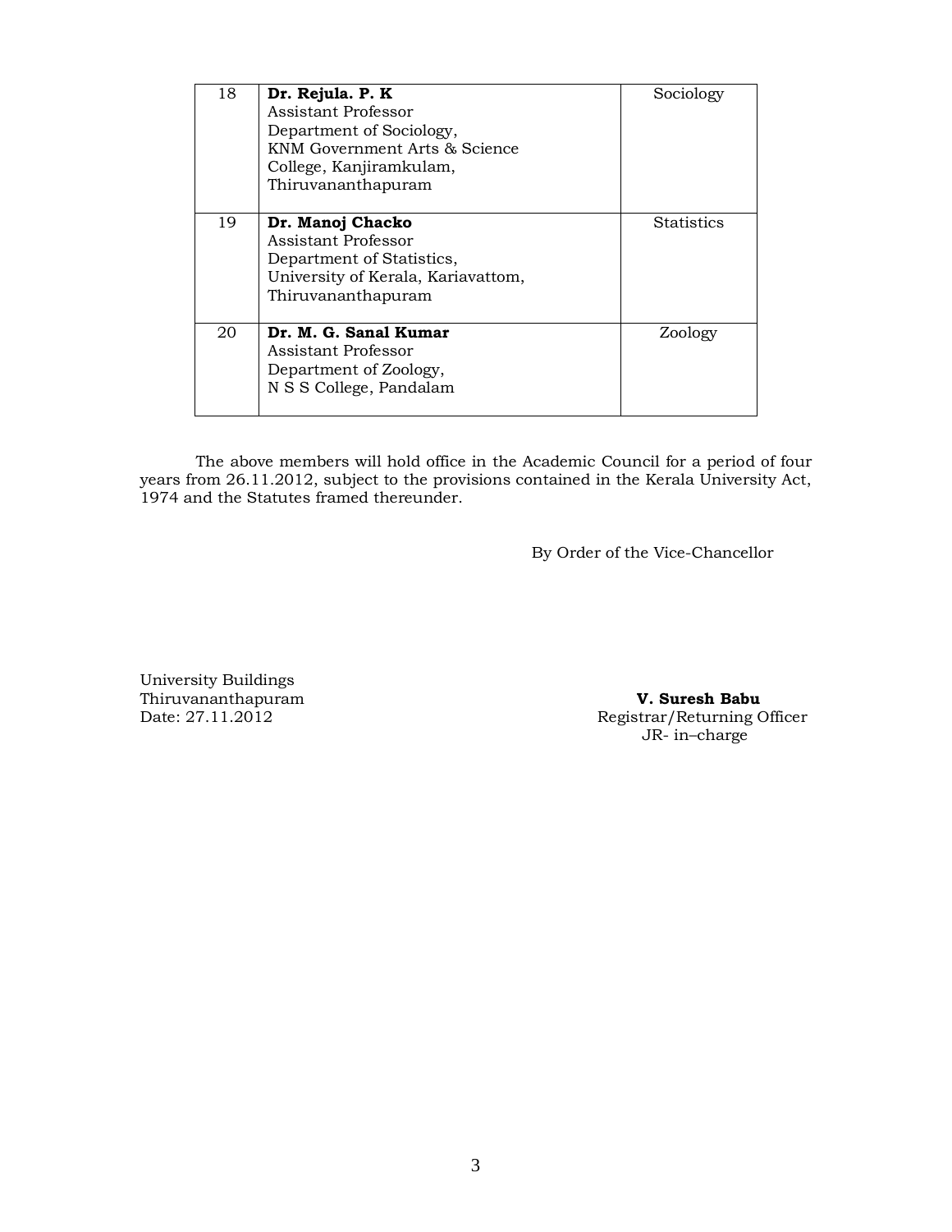| | | |
|---|---|---|
| 18 | **Dr. Rejula. P. K**<br>Assistant Professor<br>Department of Sociology,<br>KNM Government Arts & Science College, Kanjiramkulam,<br>Thiruvananthapuram | Sociology |
| 19 | **Dr. Manoj Chacko**<br>Assistant Professor<br>Department of Statistics,<br>University of Kerala, Kariavattom,<br>Thiruvananthapuram | Statistics |
| 20 | **Dr. M. G. Sanal Kumar**<br>Assistant Professor<br>Department of Zoology,<br>N S S College, Pandalam | Zoology |

The above members will hold office in the Academic Council for a period of four years from 26.11.2012, subject to the provisions contained in the Kerala University Act, 1974 and the Statutes framed thereunder.

By Order of the Vice-Chancellor

University Buildings
Thiruvananthapuram
Date: 27.11.2012

**V. Suresh Babu**
Registrar/Returning Officer
JR- in–charge